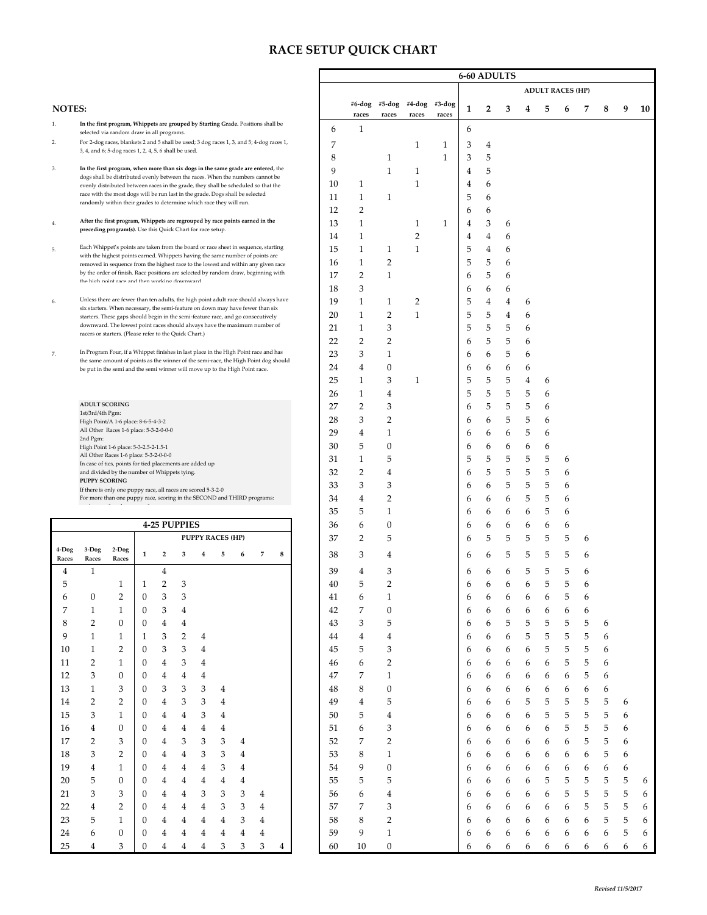# RACE SETUP QUICK CHART

## NOTES:

1. **In the first program, Whippets are grouped by Starting Grade.** Positions shall be selected via random draw in all programs.
2. For 2-dog races, blankets 2 and 5 shall be used; 3 dog races 1, 3, and 5; 4-dog races 1, 3, 4, and 6; 5-dog races 1, 2, 4, 5, 6 shall be used.
3. **In the first program, when more than six dogs in the same grade are entered,** the dogs shall be distributed evenly between the races. When the numbers cannot be evenly distributed between races in the grade, they shall be scheduled so that the race with the most dogs will be run last in the grade. Dogs shall be selected randomly within their grades to determine which race they will run.
4. **After the first program, Whippets are regrouped by race points earned in the preceding program(s).** Use this Quick Chart for race setup.
5. Each Whippet's points are taken from the board or race sheet in sequence, starting with the highest points earned. Whippets having the same number of points are removed in sequence from the highest race to the lowest and within any given race by the order of finish. Race positions are selected by random draw, beginning with the high point race and then working downward.
6. Unless there are fewer than ten adults, the high point adult race should always have six starters. When necessary, the semi-feature on down may have fewer than six starters. These gaps should begin in the semi-feature race, and go consecutively downward. The lowest point races should always have the maximum number of racers or starters. (Please refer to the Quick Chart.)
7. In Program Four, if a Whippet finishes in last place in the High Point race and has the same amount of points as the winner of the semi-race, the High Point dog should be put in the semi and the semi winner will move up to the High Point race.

**ADULT SCORING**
1st/3rd/4th Pgm:
High Point/A 1-6 place: 8-6-5-4-3-2
All Other Races 1-6 place: 5-3-2-0-0-0
2nd Pgm:
High Point 1-6 place: 5-3-2.5-2-1.5-1
All Other Races 1-6 place: 5-3-2-0-0-0
In case of ties, points for tied placements are added up and divided by the number of Whippets tying.
**PUPPY SCORING**
If there is only one puppy race, all races are scored 5-3-2-0
For more than one puppy race, scoring in the SECOND and THIRD programs:

## 4-25 PUPPIES

| | 4-Dog Races | 3-Dog Races | 2-Dog Races | PUPPY RACES (HP) 1 | 2 | 3 | 4 | 5 | 6 | 7 | 8 |
|---|---|---|---|---|---|---|---|---|---|---|---|
| 4 | 1 | | | | 4 | | | | | | |
| 5 | | | 1 | 1 | 2 | 3 | | | | | |
| 6 | 0 | | 2 | 0 | 3 | 3 | | | | | |
| 7 | 1 | | 1 | 0 | 3 | 4 | | | | | |
| 8 | 2 | | 0 | 0 | 4 | 4 | | | | | |
| 9 | 1 | | 1 | 1 | 3 | 2 | 4 | | | | |
| 10 | 1 | | 2 | 0 | 3 | 3 | 4 | | | | |
| 11 | 2 | | 1 | 0 | 4 | 3 | 4 | | | | |
| 12 | 3 | | 0 | 0 | 4 | 4 | 4 | | | | |
| 13 | 1 | | 3 | 0 | 3 | 3 | 3 | 4 | | | |
| 14 | 2 | | 2 | 0 | 4 | 3 | 3 | 4 | | | |
| 15 | 3 | | 1 | 0 | 4 | 4 | 3 | 4 | | | |
| 16 | 4 | | 0 | 0 | 4 | 4 | 4 | 4 | | | |
| 17 | 2 | | 3 | 0 | 4 | 3 | 3 | 3 | 4 | | |
| 18 | 3 | | 2 | 0 | 4 | 4 | 3 | 3 | 4 | | |
| 19 | 4 | | 1 | 0 | 4 | 4 | 4 | 3 | 4 | | |
| 20 | 5 | | 0 | 0 | 4 | 4 | 4 | 4 | 4 | | |
| 21 | 3 | | 3 | 0 | 4 | 4 | 3 | 3 | 3 | 4 | |
| 22 | 4 | | 2 | 0 | 4 | 4 | 4 | 3 | 3 | 4 | |
| 23 | 5 | | 1 | 0 | 4 | 4 | 4 | 4 | 3 | 4 | |
| 24 | 6 | | 0 | 0 | 4 | 4 | 4 | 4 | 4 | 4 | |
| 25 | 4 | | 3 | 0 | 4 | 4 | 4 | 3 | 3 | 3 | 4 |

Note: In the source table, the column headers are 4-Dog Races, 3-Dog Races, 2-Dog Races, and Puppy Races (HP) 1–8, with the number of puppies in the first column.

## 6-60 ADULTS

| | #6-dog races | #5-dog races | #4-dog races | #3-dog races | ADULT RACES (HP) 1 | 2 | 3 | 4 | 5 | 6 | 7 | 8 | 9 | 10 |
|---|---|---|---|---|---|---|---|---|---|---|---|---|---|---|
| 6 | 1 | | | | 6 | | | | | | | | | |
| 7 | | | 1 | 1 | 3 | 4 | | | | | | | | |
| 8 | | 1 | | 1 | 3 | 5 | | | | | | | | |
| 9 | | 1 | 1 | | 4 | 5 | | | | | | | | |
| 10 | 1 | | 1 | | 4 | 6 | | | | | | | | |
| 11 | 1 | 1 | | | 5 | 6 | | | | | | | | |
| 12 | 2 | | | | 6 | 6 | | | | | | | | |
| 13 | 1 | | 1 | 1 | 4 | 3 | 6 | | | | | | | |
| 14 | 1 | | 2 | | 4 | 4 | 6 | | | | | | | |
| 15 | 1 | 1 | 1 | | 5 | 4 | 6 | | | | | | | |
| 16 | 1 | 2 | | | 5 | 5 | 6 | | | | | | | |
| 17 | 2 | 1 | | | 6 | 5 | 6 | | | | | | | |
| 18 | 3 | | | | 6 | 6 | 6 | | | | | | | |
| 19 | 1 | 1 | 2 | | 5 | 4 | 4 | 6 | | | | | | |
| 20 | 1 | 2 | 1 | | 5 | 5 | 4 | 6 | | | | | | |
| 21 | 1 | 3 | | | 5 | 5 | 5 | 6 | | | | | | |
| 22 | 2 | 2 | | | 6 | 5 | 5 | 6 | | | | | | |
| 23 | 3 | 1 | | | 6 | 6 | 5 | 6 | | | | | | |
| 24 | 4 | 0 | | | 6 | 6 | 6 | 6 | | | | | | |
| 25 | 1 | 3 | 1 | | 5 | 5 | 5 | 4 | 6 | | | | | |
| 26 | 1 | 4 | | | 5 | 5 | 5 | 5 | 6 | | | | | |
| 27 | 2 | 3 | | | 6 | 5 | 5 | 5 | 6 | | | | | |
| 28 | 3 | 2 | | | 6 | 6 | 5 | 5 | 6 | | | | | |
| 29 | 4 | 1 | | | 6 | 6 | 6 | 5 | 6 | | | | | |
| 30 | 5 | 0 | | | 6 | 6 | 6 | 6 | 6 | | | | | |
| 31 | 1 | 5 | | | 5 | 5 | 5 | 5 | 5 | 6 | | | | |
| 32 | 2 | 4 | | | 6 | 5 | 5 | 5 | 5 | 6 | | | | |
| 33 | 3 | 3 | | | 6 | 6 | 5 | 5 | 5 | 6 | | | | |
| 34 | 4 | 2 | | | 6 | 6 | 6 | 5 | 5 | 6 | | | | |
| 35 | 5 | 1 | | | 6 | 6 | 6 | 6 | 5 | 6 | | | | |
| 36 | 6 | 0 | | | 6 | 6 | 6 | 6 | 6 | 6 | | | | |
| 37 | 2 | 5 | | | 6 | 5 | 5 | 5 | 5 | 5 | 6 | | | |
| 38 | 3 | 4 | | | 6 | 6 | 5 | 5 | 5 | 5 | 6 | | | |
| 39 | 4 | 3 | | | 6 | 6 | 6 | 5 | 5 | 5 | 6 | | | |
| 40 | 5 | 2 | | | 6 | 6 | 6 | 6 | 5 | 5 | 6 | | | |
| 41 | 6 | 1 | | | 6 | 6 | 6 | 6 | 6 | 5 | 6 | | | |
| 42 | 7 | 0 | | | 6 | 6 | 6 | 6 | 6 | 6 | 6 | | | |
| 43 | 3 | 5 | | | 6 | 6 | 5 | 5 | 5 | 5 | 5 | 6 | | |
| 44 | 4 | 4 | | | 6 | 6 | 6 | 5 | 5 | 5 | 5 | 6 | | |
| 45 | 5 | 3 | | | 6 | 6 | 6 | 6 | 5 | 5 | 5 | 6 | | |
| 46 | 6 | 2 | | | 6 | 6 | 6 | 6 | 6 | 5 | 5 | 6 | | |
| 47 | 7 | 1 | | | 6 | 6 | 6 | 6 | 6 | 6 | 5 | 6 | | |
| 48 | 8 | 0 | | | 6 | 6 | 6 | 6 | 6 | 6 | 6 | 6 | | |
| 49 | 4 | 5 | | | 6 | 6 | 6 | 5 | 5 | 5 | 5 | 5 | 6 | |
| 50 | 5 | 4 | | | 6 | 6 | 6 | 6 | 5 | 5 | 5 | 5 | 6 | |
| 51 | 6 | 3 | | | 6 | 6 | 6 | 6 | 6 | 5 | 5 | 5 | 6 | |
| 52 | 7 | 2 | | | 6 | 6 | 6 | 6 | 6 | 6 | 5 | 5 | 6 | |
| 53 | 8 | 1 | | | 6 | 6 | 6 | 6 | 6 | 6 | 6 | 5 | 6 | |
| 54 | 9 | 0 | | | 6 | 6 | 6 | 6 | 6 | 6 | 6 | 6 | 6 | |
| 55 | 5 | 5 | | | 6 | 6 | 6 | 6 | 5 | 5 | 5 | 5 | 5 | 6 |
| 56 | 6 | 4 | | | 6 | 6 | 6 | 6 | 6 | 5 | 5 | 5 | 5 | 6 |
| 57 | 7 | 3 | | | 6 | 6 | 6 | 6 | 6 | 6 | 5 | 5 | 5 | 6 |
| 58 | 8 | 2 | | | 6 | 6 | 6 | 6 | 6 | 6 | 6 | 5 | 5 | 6 |
| 59 | 9 | 1 | | | 6 | 6 | 6 | 6 | 6 | 6 | 6 | 6 | 5 | 6 |
| 60 | 10 | 0 | | | 6 | 6 | 6 | 6 | 6 | 6 | 6 | 6 | 6 | 6 |

*Revised 11/5/2017*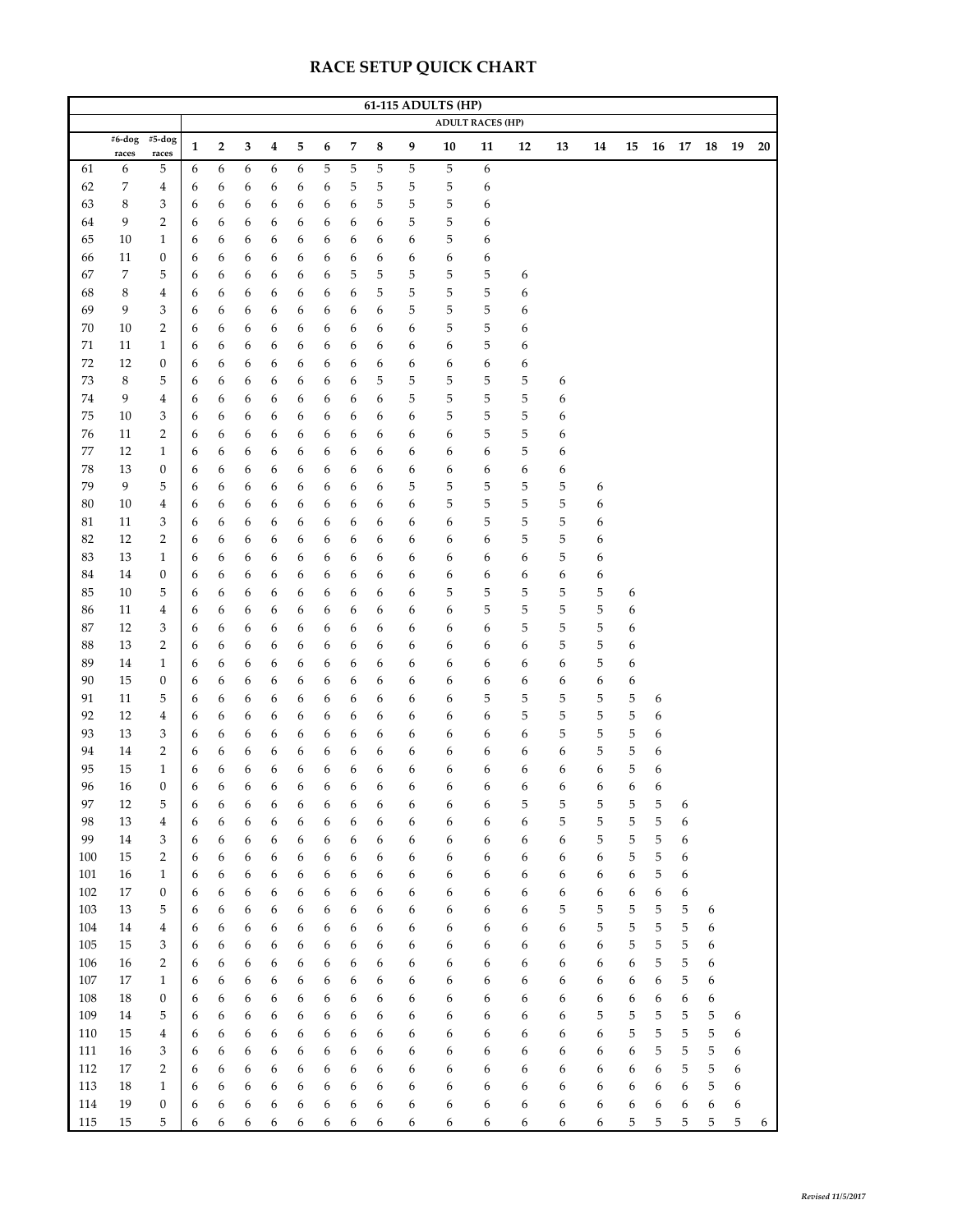# RACE SETUP QUICK CHART

| 61-115 ADULTS (HP) | | | | | | | | | | | | | | | | | | | | | | |
|---|---|---|---|---|---|---|---|---|---|---|---|---|---|---|---|---|---|---|---|---|---|---|
| | | | ADULT RACES (HP) | | | | | | | | | | | | | | | | | | | |
| | #6-dog races | #5-dog races | 1 | 2 | 3 | 4 | 5 | 6 | 7 | 8 | 9 | 10 | 11 | 12 | 13 | 14 | 15 | 16 | 17 | 18 | 19 | 20 |
| 61 | 6 | 5 | 6 | 6 | 6 | 6 | 6 | 5 | 5 | 5 | 5 | 5 | 6 | | | | | | | | | |
| 62 | 7 | 4 | 6 | 6 | 6 | 6 | 6 | 6 | 5 | 5 | 5 | 5 | 6 | | | | | | | | | |
| 63 | 8 | 3 | 6 | 6 | 6 | 6 | 6 | 6 | 6 | 5 | 5 | 5 | 6 | | | | | | | | | |
| 64 | 9 | 2 | 6 | 6 | 6 | 6 | 6 | 6 | 6 | 6 | 5 | 5 | 6 | | | | | | | | | |
| 65 | 10 | 1 | 6 | 6 | 6 | 6 | 6 | 6 | 6 | 6 | 6 | 5 | 6 | | | | | | | | | |
| 66 | 11 | 0 | 6 | 6 | 6 | 6 | 6 | 6 | 6 | 6 | 6 | 6 | 6 | | | | | | | | | |
| 67 | 7 | 5 | 6 | 6 | 6 | 6 | 6 | 6 | 5 | 5 | 5 | 5 | 5 | 6 | | | | | | | | |
| 68 | 8 | 4 | 6 | 6 | 6 | 6 | 6 | 6 | 6 | 5 | 5 | 5 | 5 | 6 | | | | | | | | |
| 69 | 9 | 3 | 6 | 6 | 6 | 6 | 6 | 6 | 6 | 6 | 5 | 5 | 5 | 6 | | | | | | | | |
| 70 | 10 | 2 | 6 | 6 | 6 | 6 | 6 | 6 | 6 | 6 | 6 | 5 | 5 | 6 | | | | | | | | |
| 71 | 11 | 1 | 6 | 6 | 6 | 6 | 6 | 6 | 6 | 6 | 6 | 6 | 5 | 6 | | | | | | | | |
| 72 | 12 | 0 | 6 | 6 | 6 | 6 | 6 | 6 | 6 | 6 | 6 | 6 | 6 | 6 | | | | | | | | |
| 73 | 8 | 5 | 6 | 6 | 6 | 6 | 6 | 6 | 6 | 5 | 5 | 5 | 5 | 5 | 6 | | | | | | | |
| 74 | 9 | 4 | 6 | 6 | 6 | 6 | 6 | 6 | 6 | 6 | 5 | 5 | 5 | 5 | 6 | | | | | | | |
| 75 | 10 | 3 | 6 | 6 | 6 | 6 | 6 | 6 | 6 | 6 | 6 | 5 | 5 | 5 | 6 | | | | | | | |
| 76 | 11 | 2 | 6 | 6 | 6 | 6 | 6 | 6 | 6 | 6 | 6 | 6 | 5 | 5 | 6 | | | | | | | |
| 77 | 12 | 1 | 6 | 6 | 6 | 6 | 6 | 6 | 6 | 6 | 6 | 6 | 6 | 5 | 6 | | | | | | | |
| 78 | 13 | 0 | 6 | 6 | 6 | 6 | 6 | 6 | 6 | 6 | 6 | 6 | 6 | 6 | 6 | | | | | | | |
| 79 | 9 | 5 | 6 | 6 | 6 | 6 | 6 | 6 | 6 | 6 | 5 | 5 | 5 | 5 | 5 | 6 | | | | | | |
| 80 | 10 | 4 | 6 | 6 | 6 | 6 | 6 | 6 | 6 | 6 | 6 | 5 | 5 | 5 | 5 | 6 | | | | | | |
| 81 | 11 | 3 | 6 | 6 | 6 | 6 | 6 | 6 | 6 | 6 | 6 | 6 | 5 | 5 | 5 | 6 | | | | | | |
| 82 | 12 | 2 | 6 | 6 | 6 | 6 | 6 | 6 | 6 | 6 | 6 | 6 | 6 | 5 | 5 | 6 | | | | | | |
| 83 | 13 | 1 | 6 | 6 | 6 | 6 | 6 | 6 | 6 | 6 | 6 | 6 | 6 | 6 | 5 | 6 | | | | | | |
| 84 | 14 | 0 | 6 | 6 | 6 | 6 | 6 | 6 | 6 | 6 | 6 | 6 | 6 | 6 | 6 | 6 | | | | | | |
| 85 | 10 | 5 | 6 | 6 | 6 | 6 | 6 | 6 | 6 | 6 | 6 | 5 | 5 | 5 | 5 | 5 | 6 | | | | | |
| 86 | 11 | 4 | 6 | 6 | 6 | 6 | 6 | 6 | 6 | 6 | 6 | 6 | 5 | 5 | 5 | 5 | 6 | | | | | |
| 87 | 12 | 3 | 6 | 6 | 6 | 6 | 6 | 6 | 6 | 6 | 6 | 6 | 6 | 5 | 5 | 5 | 6 | | | | | |
| 88 | 13 | 2 | 6 | 6 | 6 | 6 | 6 | 6 | 6 | 6 | 6 | 6 | 6 | 6 | 5 | 5 | 6 | | | | | |
| 89 | 14 | 1 | 6 | 6 | 6 | 6 | 6 | 6 | 6 | 6 | 6 | 6 | 6 | 6 | 6 | 5 | 6 | | | | | |
| 90 | 15 | 0 | 6 | 6 | 6 | 6 | 6 | 6 | 6 | 6 | 6 | 6 | 6 | 6 | 6 | 6 | 6 | | | | | |
| 91 | 11 | 5 | 6 | 6 | 6 | 6 | 6 | 6 | 6 | 6 | 6 | 6 | 5 | 5 | 5 | 5 | 5 | 6 | | | | |
| 92 | 12 | 4 | 6 | 6 | 6 | 6 | 6 | 6 | 6 | 6 | 6 | 6 | 6 | 5 | 5 | 5 | 5 | 6 | | | | |
| 93 | 13 | 3 | 6 | 6 | 6 | 6 | 6 | 6 | 6 | 6 | 6 | 6 | 6 | 6 | 5 | 5 | 5 | 6 | | | | |
| 94 | 14 | 2 | 6 | 6 | 6 | 6 | 6 | 6 | 6 | 6 | 6 | 6 | 6 | 6 | 6 | 5 | 5 | 6 | | | | |
| 95 | 15 | 1 | 6 | 6 | 6 | 6 | 6 | 6 | 6 | 6 | 6 | 6 | 6 | 6 | 6 | 6 | 5 | 6 | | | | |
| 96 | 16 | 0 | 6 | 6 | 6 | 6 | 6 | 6 | 6 | 6 | 6 | 6 | 6 | 6 | 6 | 6 | 6 | 6 | | | | |
| 97 | 12 | 5 | 6 | 6 | 6 | 6 | 6 | 6 | 6 | 6 | 6 | 6 | 6 | 5 | 5 | 5 | 5 | 5 | 6 | | | |
| 98 | 13 | 4 | 6 | 6 | 6 | 6 | 6 | 6 | 6 | 6 | 6 | 6 | 6 | 6 | 5 | 5 | 5 | 5 | 6 | | | |
| 99 | 14 | 3 | 6 | 6 | 6 | 6 | 6 | 6 | 6 | 6 | 6 | 6 | 6 | 6 | 6 | 5 | 5 | 5 | 6 | | | |
| 100 | 15 | 2 | 6 | 6 | 6 | 6 | 6 | 6 | 6 | 6 | 6 | 6 | 6 | 6 | 6 | 6 | 5 | 5 | 6 | | | |
| 101 | 16 | 1 | 6 | 6 | 6 | 6 | 6 | 6 | 6 | 6 | 6 | 6 | 6 | 6 | 6 | 6 | 6 | 5 | 6 | | | |
| 102 | 17 | 0 | 6 | 6 | 6 | 6 | 6 | 6 | 6 | 6 | 6 | 6 | 6 | 6 | 6 | 6 | 6 | 6 | 6 | | | |
| 103 | 13 | 5 | 6 | 6 | 6 | 6 | 6 | 6 | 6 | 6 | 6 | 6 | 6 | 6 | 5 | 5 | 5 | 5 | 5 | 6 | | |
| 104 | 14 | 4 | 6 | 6 | 6 | 6 | 6 | 6 | 6 | 6 | 6 | 6 | 6 | 6 | 6 | 5 | 5 | 5 | 5 | 6 | | |
| 105 | 15 | 3 | 6 | 6 | 6 | 6 | 6 | 6 | 6 | 6 | 6 | 6 | 6 | 6 | 6 | 6 | 5 | 5 | 5 | 6 | | |
| 106 | 16 | 2 | 6 | 6 | 6 | 6 | 6 | 6 | 6 | 6 | 6 | 6 | 6 | 6 | 6 | 6 | 6 | 5 | 5 | 6 | | |
| 107 | 17 | 1 | 6 | 6 | 6 | 6 | 6 | 6 | 6 | 6 | 6 | 6 | 6 | 6 | 6 | 6 | 6 | 6 | 5 | 6 | | |
| 108 | 18 | 0 | 6 | 6 | 6 | 6 | 6 | 6 | 6 | 6 | 6 | 6 | 6 | 6 | 6 | 6 | 6 | 6 | 6 | 6 | | |
| 109 | 14 | 5 | 6 | 6 | 6 | 6 | 6 | 6 | 6 | 6 | 6 | 6 | 6 | 6 | 6 | 5 | 5 | 5 | 5 | 5 | 6 | |
| 110 | 15 | 4 | 6 | 6 | 6 | 6 | 6 | 6 | 6 | 6 | 6 | 6 | 6 | 6 | 6 | 6 | 5 | 5 | 5 | 5 | 6 | |
| 111 | 16 | 3 | 6 | 6 | 6 | 6 | 6 | 6 | 6 | 6 | 6 | 6 | 6 | 6 | 6 | 6 | 6 | 5 | 5 | 5 | 6 | |
| 112 | 17 | 2 | 6 | 6 | 6 | 6 | 6 | 6 | 6 | 6 | 6 | 6 | 6 | 6 | 6 | 6 | 6 | 6 | 5 | 5 | 6 | |
| 113 | 18 | 1 | 6 | 6 | 6 | 6 | 6 | 6 | 6 | 6 | 6 | 6 | 6 | 6 | 6 | 6 | 6 | 6 | 6 | 5 | 6 | |
| 114 | 19 | 0 | 6 | 6 | 6 | 6 | 6 | 6 | 6 | 6 | 6 | 6 | 6 | 6 | 6 | 6 | 6 | 6 | 6 | 6 | 6 | |
| 115 | 15 | 5 | 6 | 6 | 6 | 6 | 6 | 6 | 6 | 6 | 6 | 6 | 6 | 6 | 6 | 6 | 5 | 5 | 5 | 5 | 5 | 6 |

*Revised 11/5/2017*